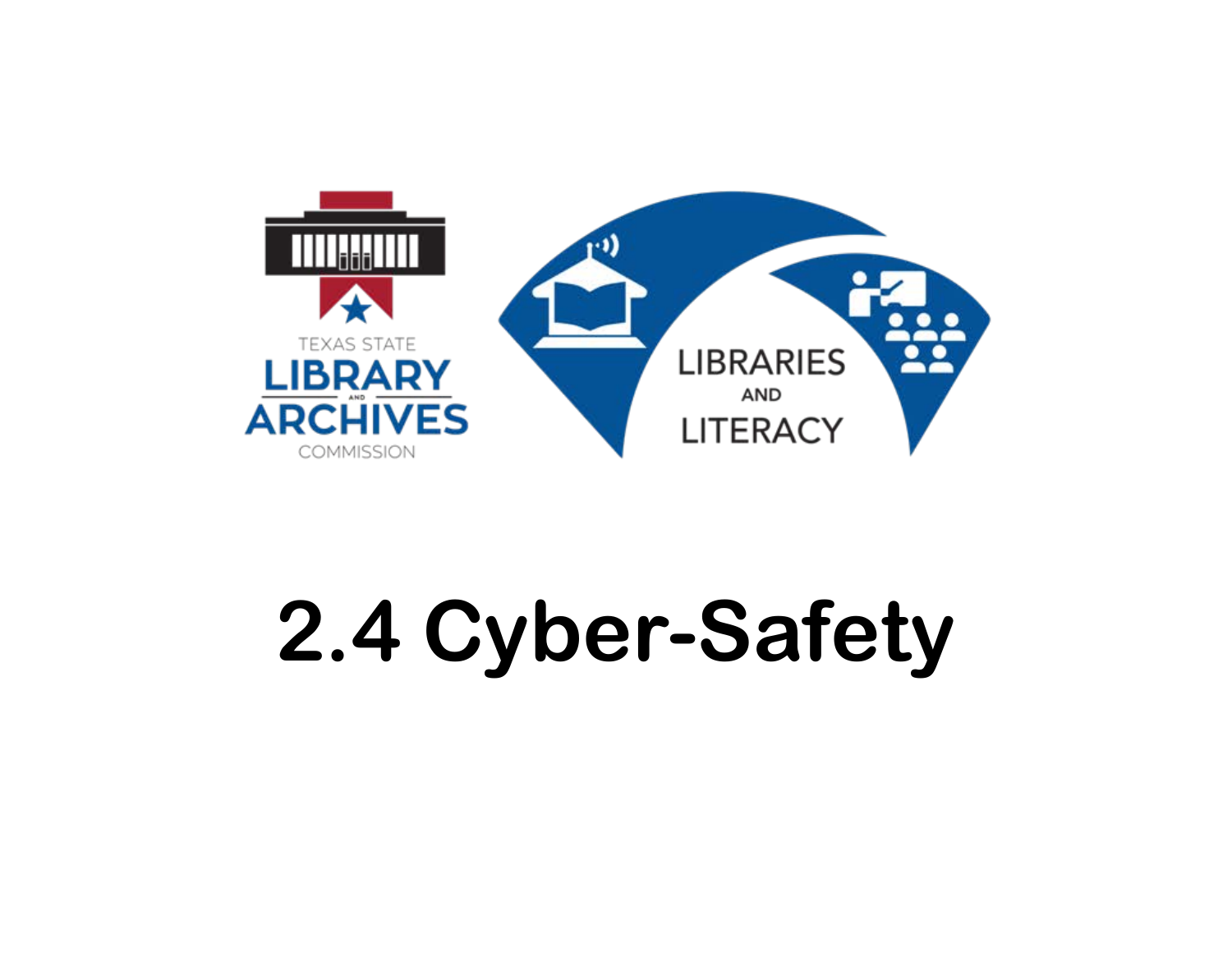TEXAS STATE LIBRARY AND ARCHIVES COMMISSION

LIBRARIES AND LITERACY

# 2.4 Cyber-Safety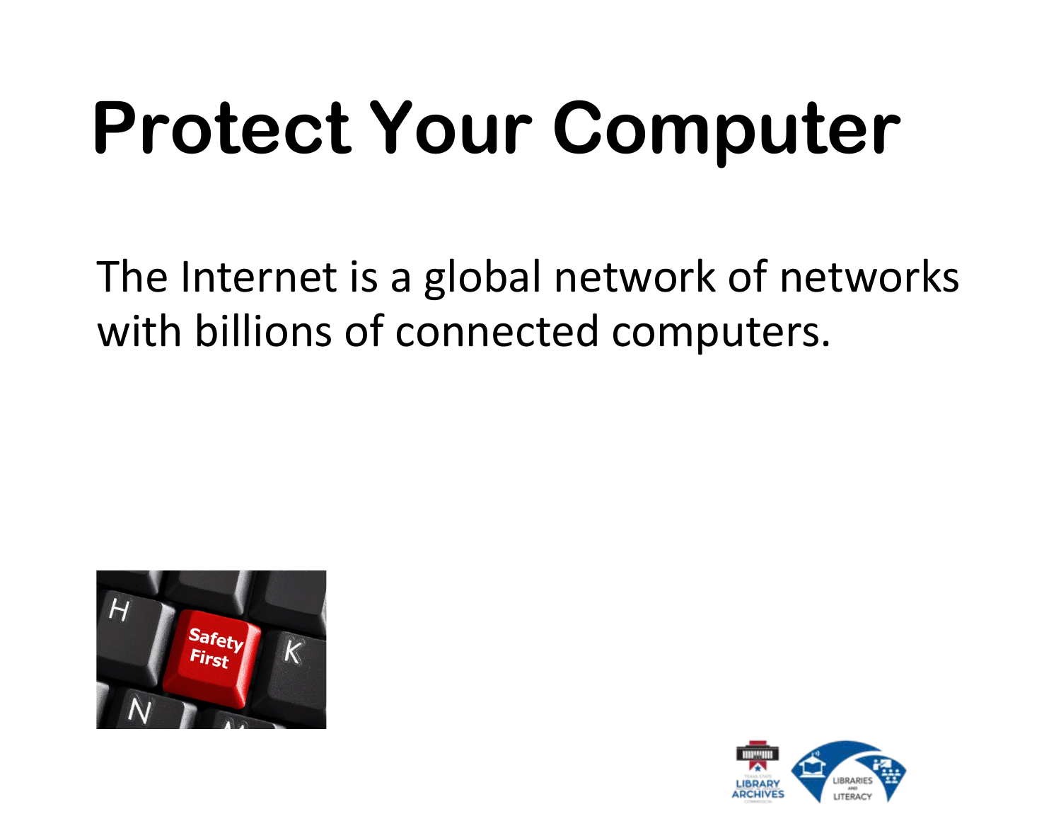# Protect Your Computer

The Internet is a global network of networks with billions of connected computers.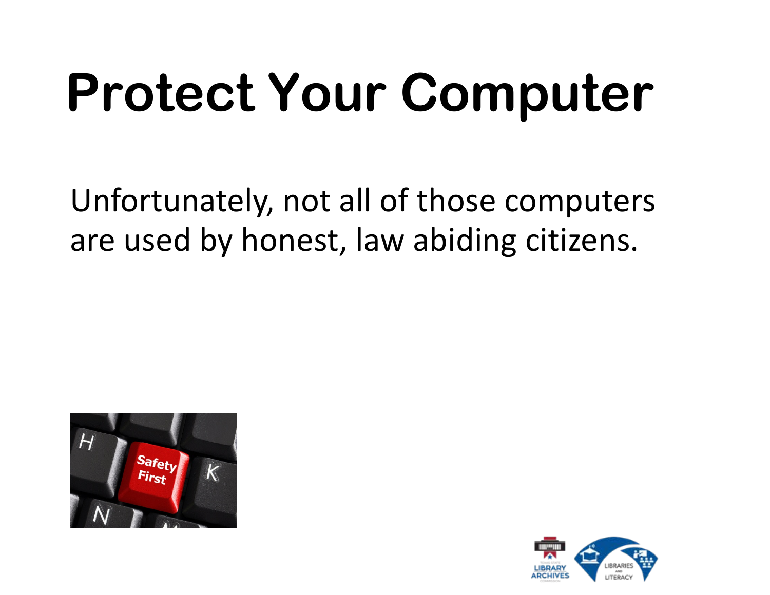# Protect Your Computer

Unfortunately, not all of those computers are used by honest, law abiding citizens.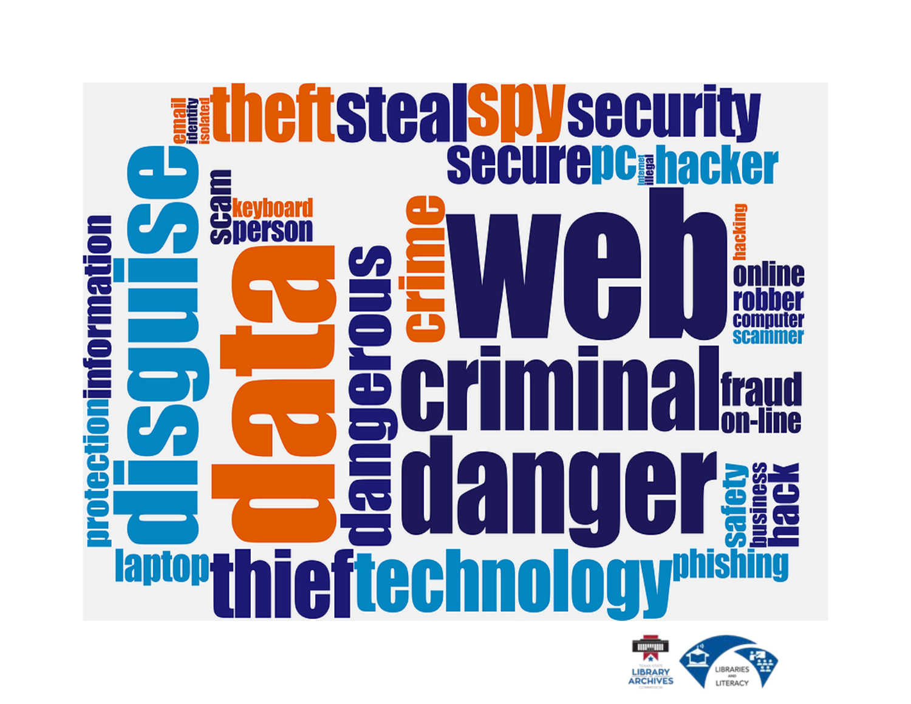email identity isolated theft steal spy security

secure pc internet illegal hacker

scam keyboard person

protection information disguise data dangerous crime web hacking

online robber computer scammer

criminal fraud on-line

danger safety business hack

laptop thief technology phishing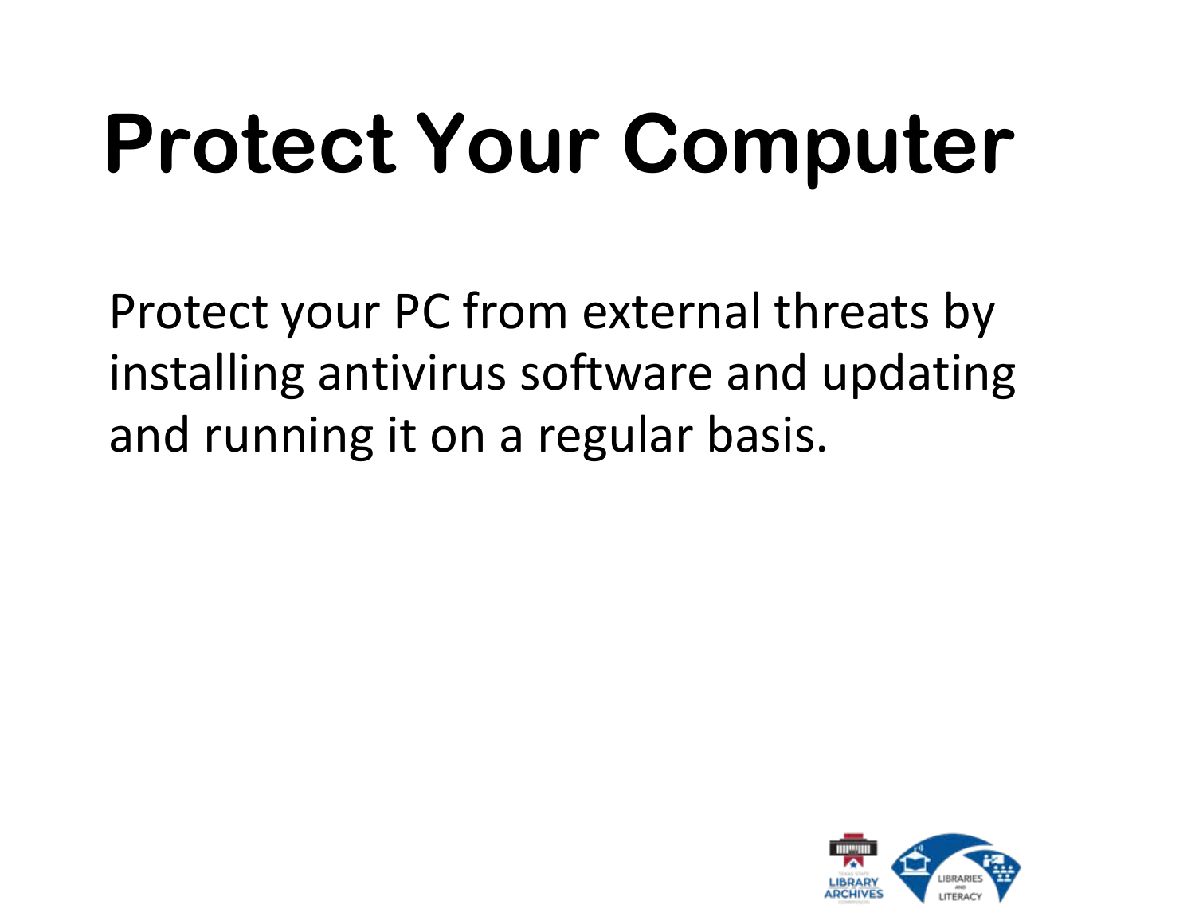# Protect Your Computer

Protect your PC from external threats by installing antivirus software and updating and running it on a regular basis.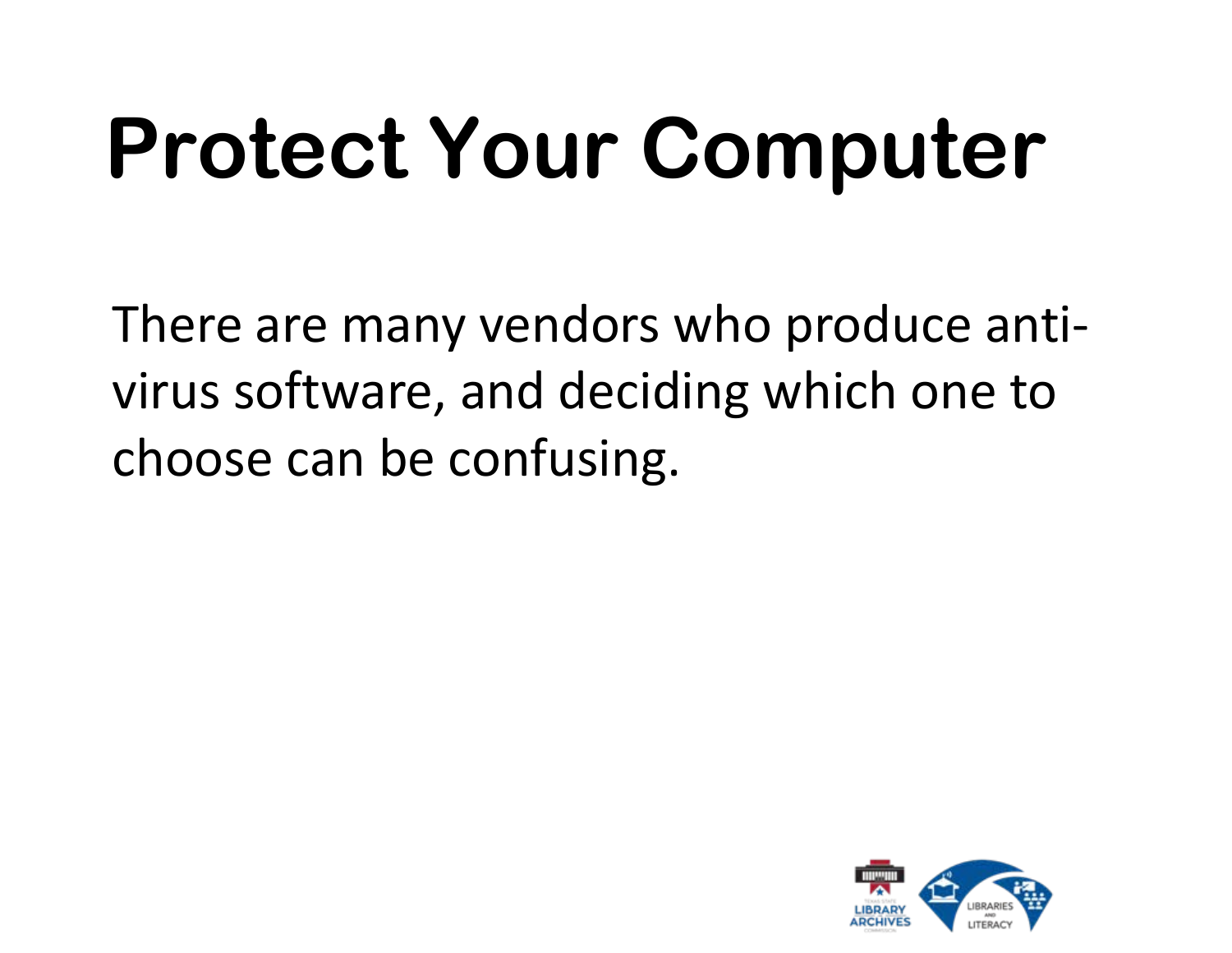# Protect Your Computer

There are many vendors who produce anti-virus software, and deciding which one to choose can be confusing.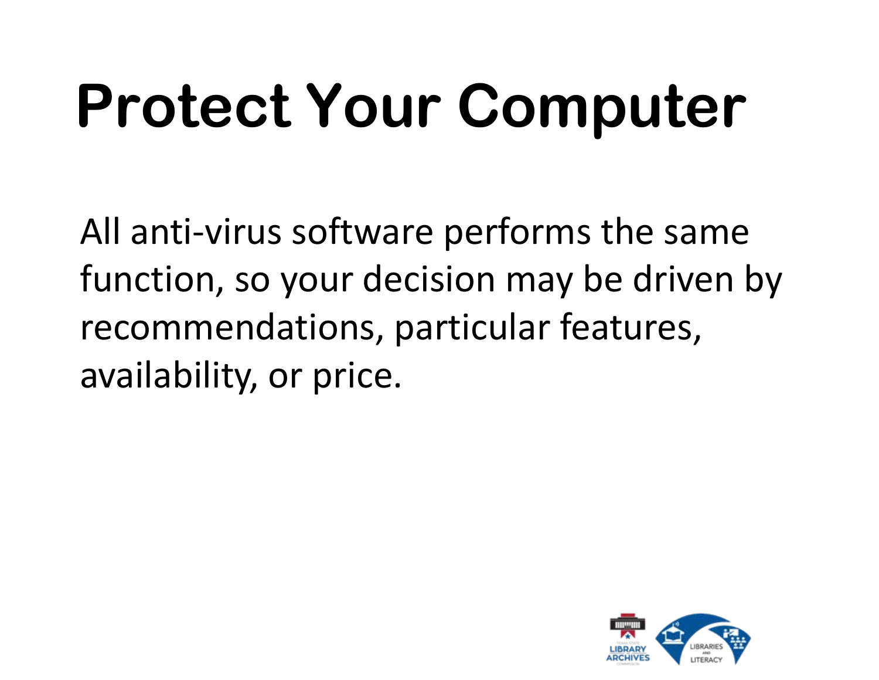# Protect Your Computer

All anti-virus software performs the same function, so your decision may be driven by recommendations, particular features, availability, or price.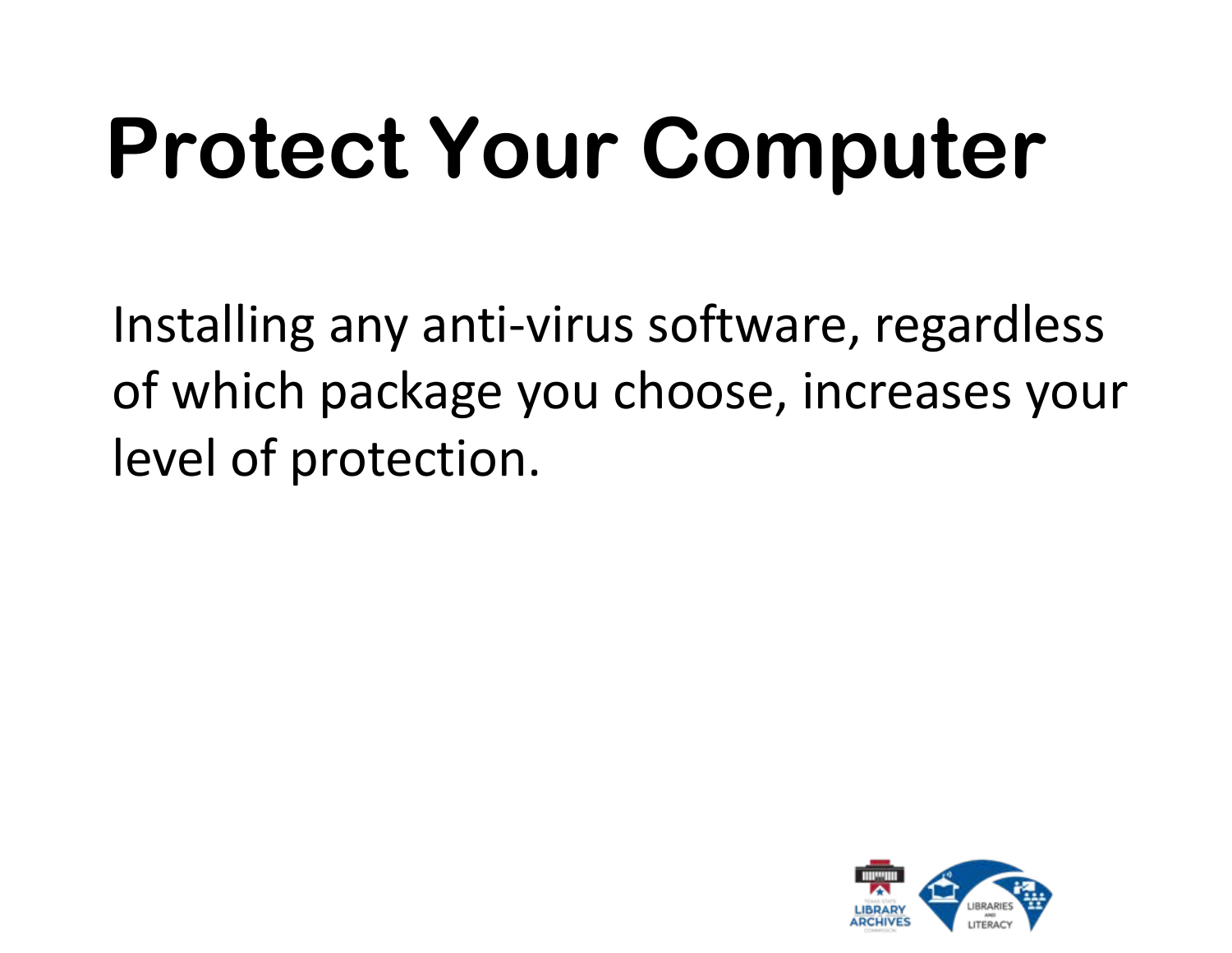# Protect Your Computer

Installing any anti-virus software, regardless of which package you choose, increases your level of protection.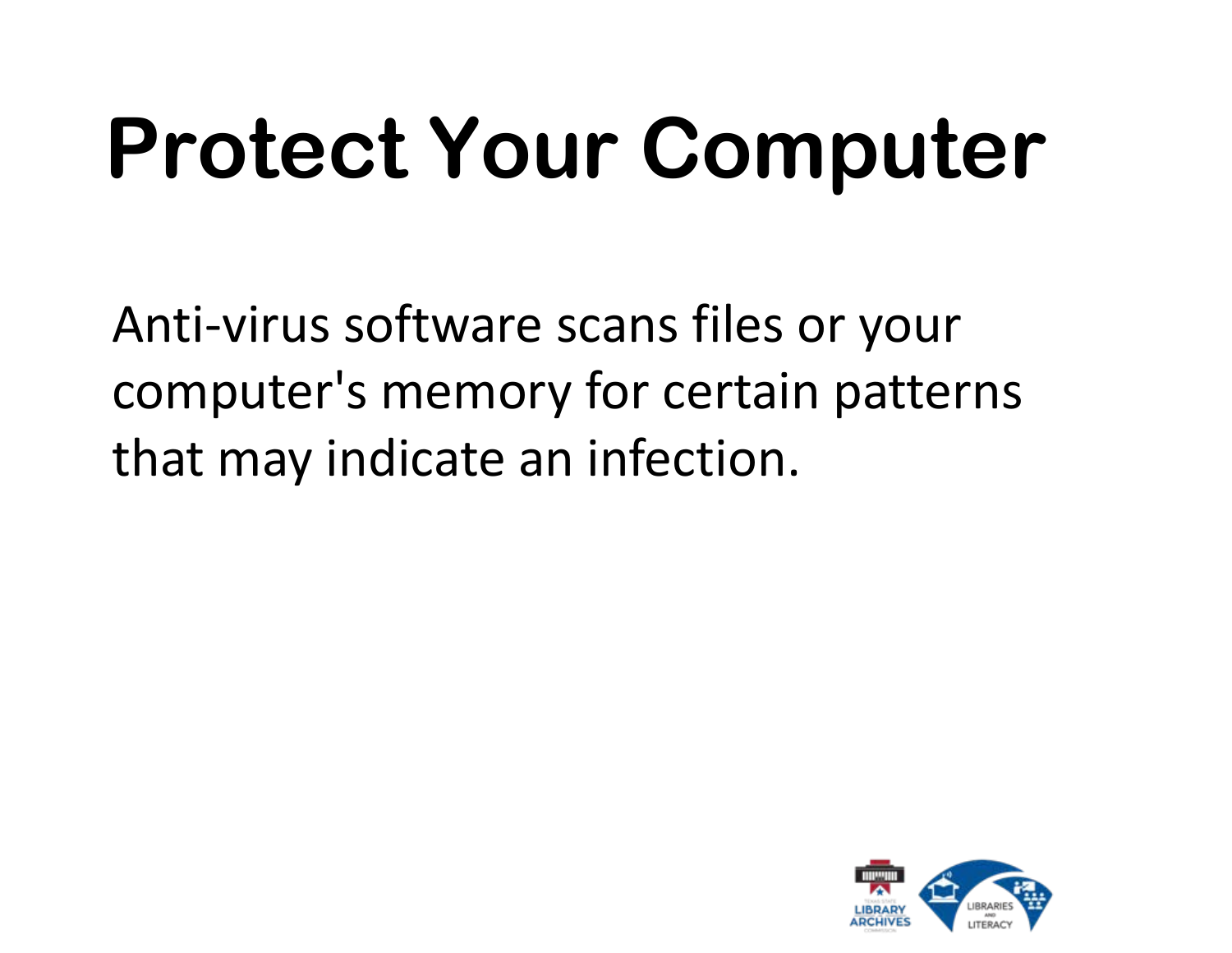# Protect Your Computer

Anti-virus software scans files or your computer's memory for certain patterns that may indicate an infection.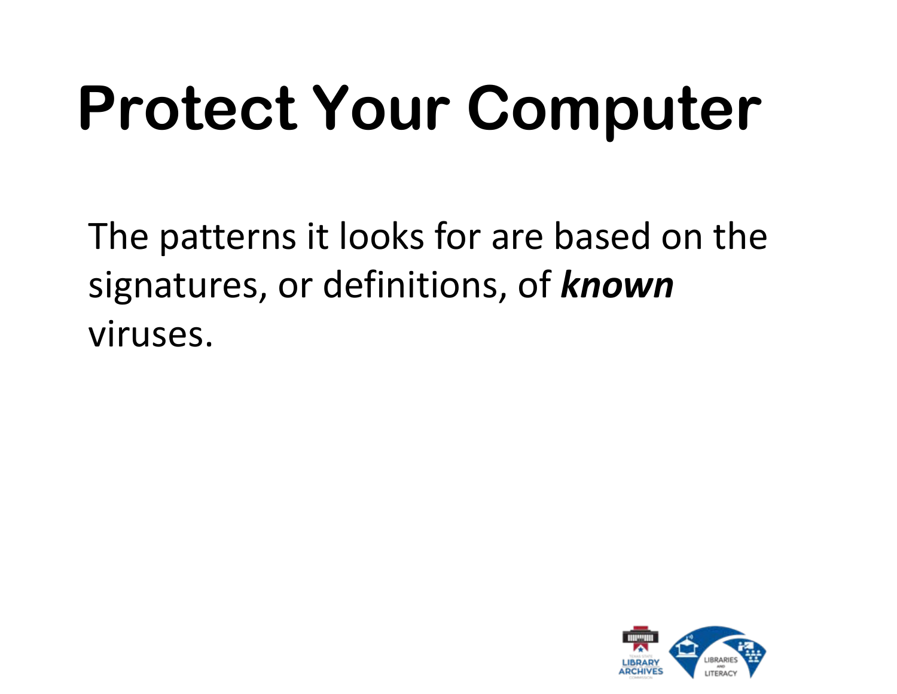# Protect Your Computer

The patterns it looks for are based on the signatures, or definitions, of ***known*** viruses.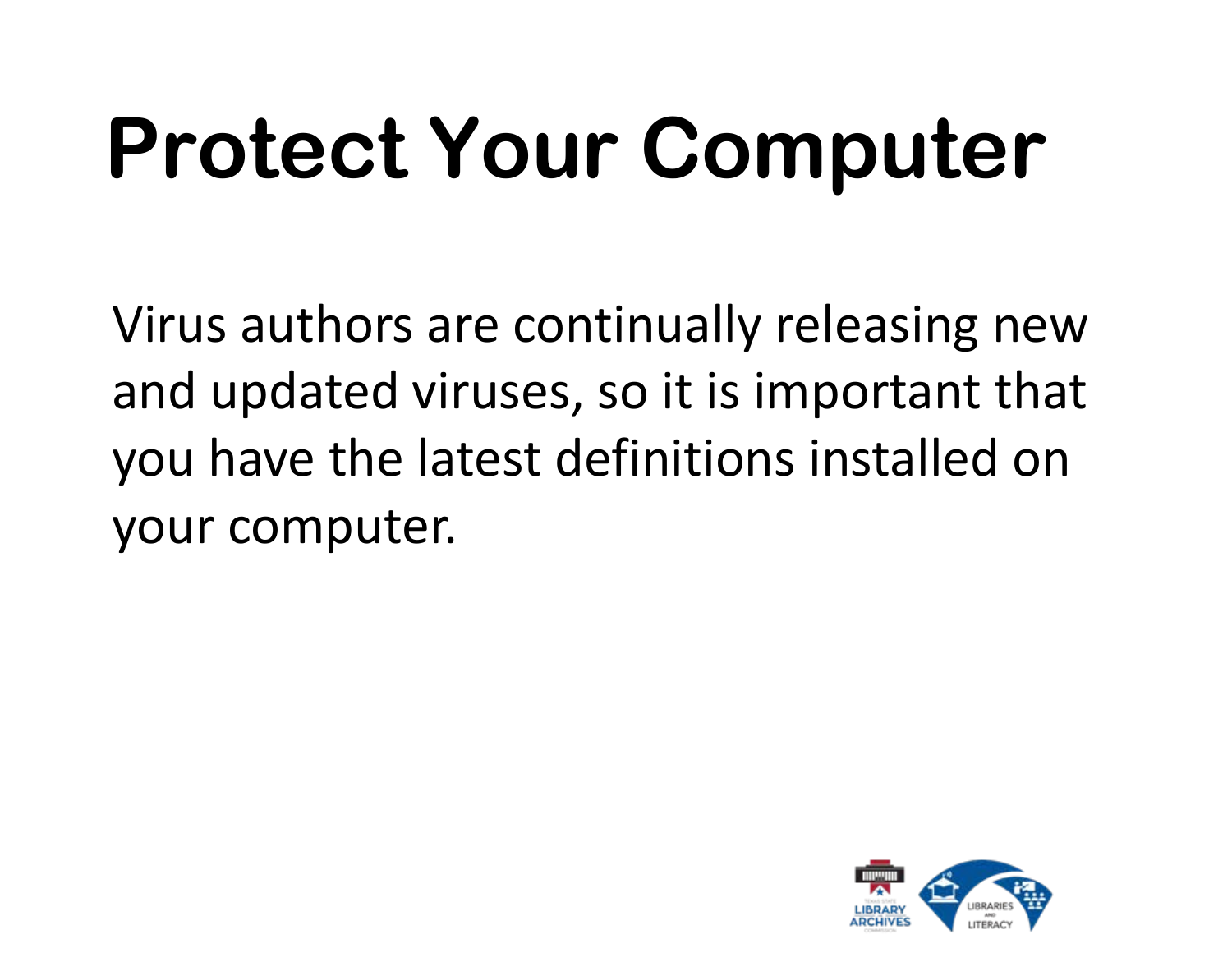# Protect Your Computer

Virus authors are continually releasing new and updated viruses, so it is important that you have the latest definitions installed on your computer.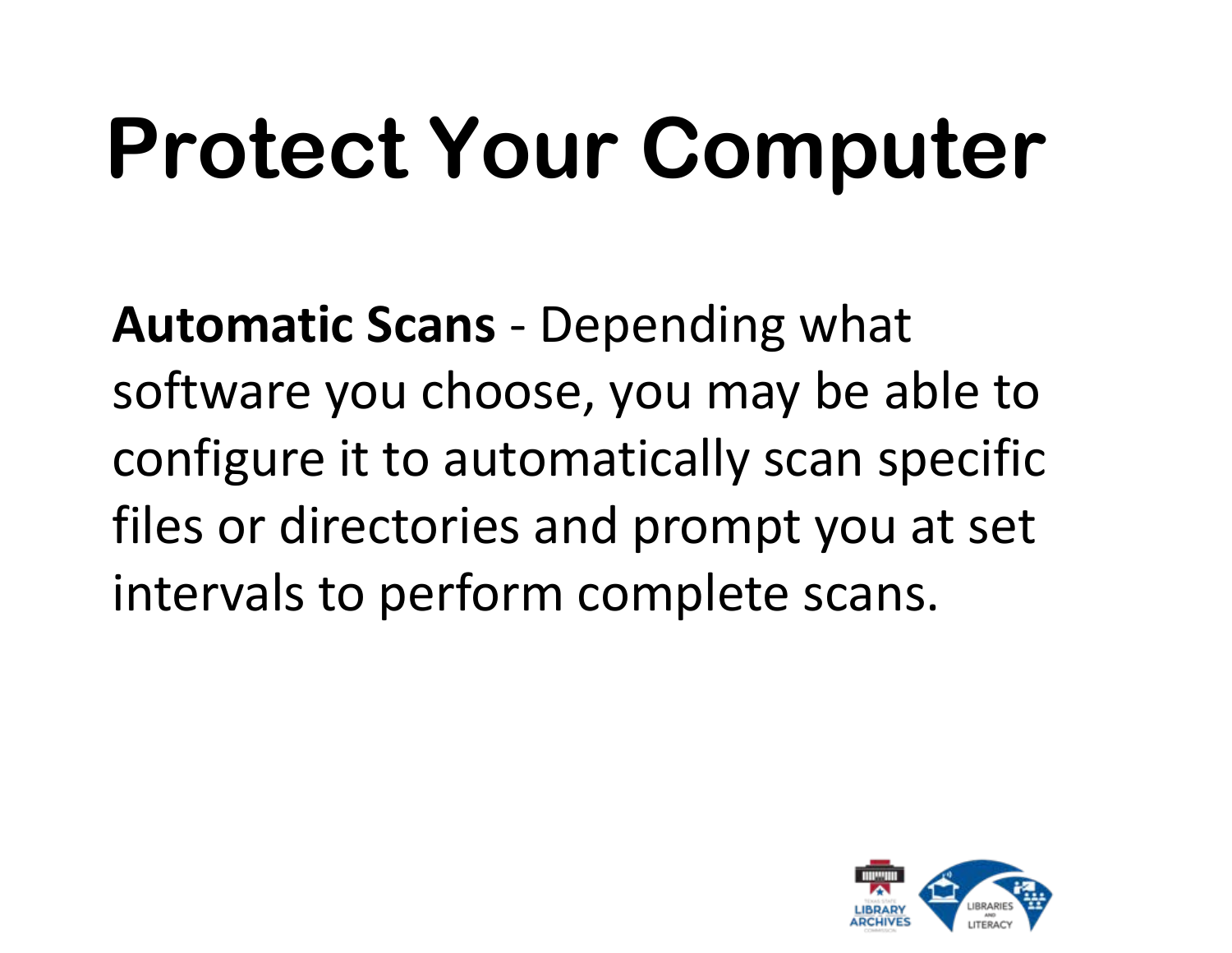# Protect Your Computer

**Automatic Scans** - Depending what software you choose, you may be able to configure it to automatically scan specific files or directories and prompt you at set intervals to perform complete scans.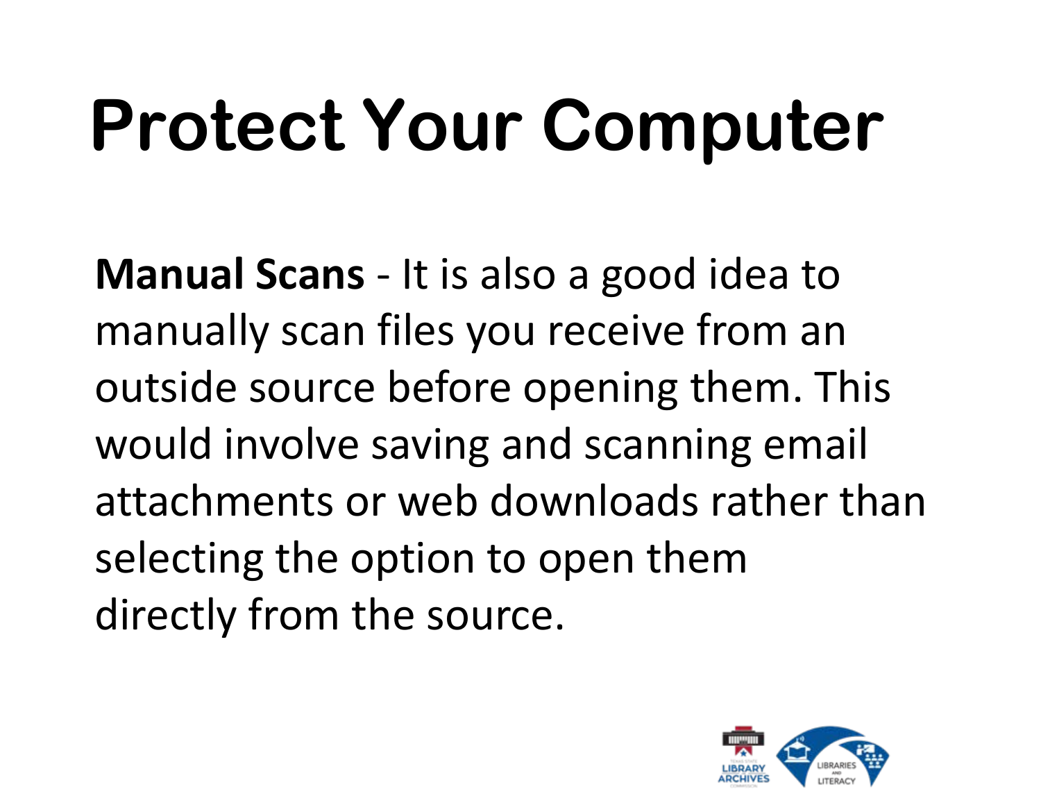# Protect Your Computer

**Manual Scans** - It is also a good idea to manually scan files you receive from an outside source before opening them. This would involve saving and scanning email attachments or web downloads rather than selecting the option to open them directly from the source.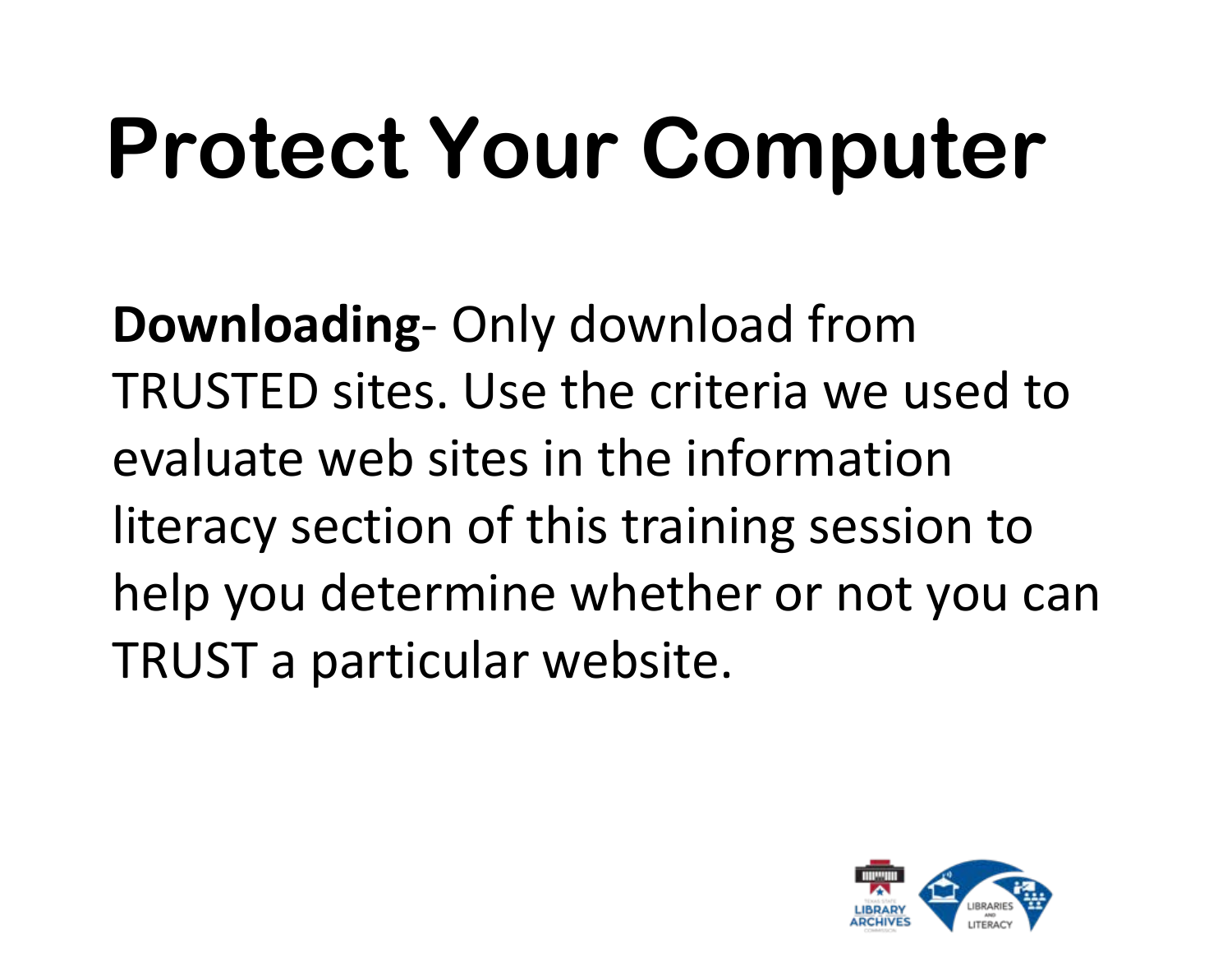# Protect Your Computer

**Downloading**- Only download from TRUSTED sites. Use the criteria we used to evaluate web sites in the information literacy section of this training session to help you determine whether or not you can TRUST a particular website.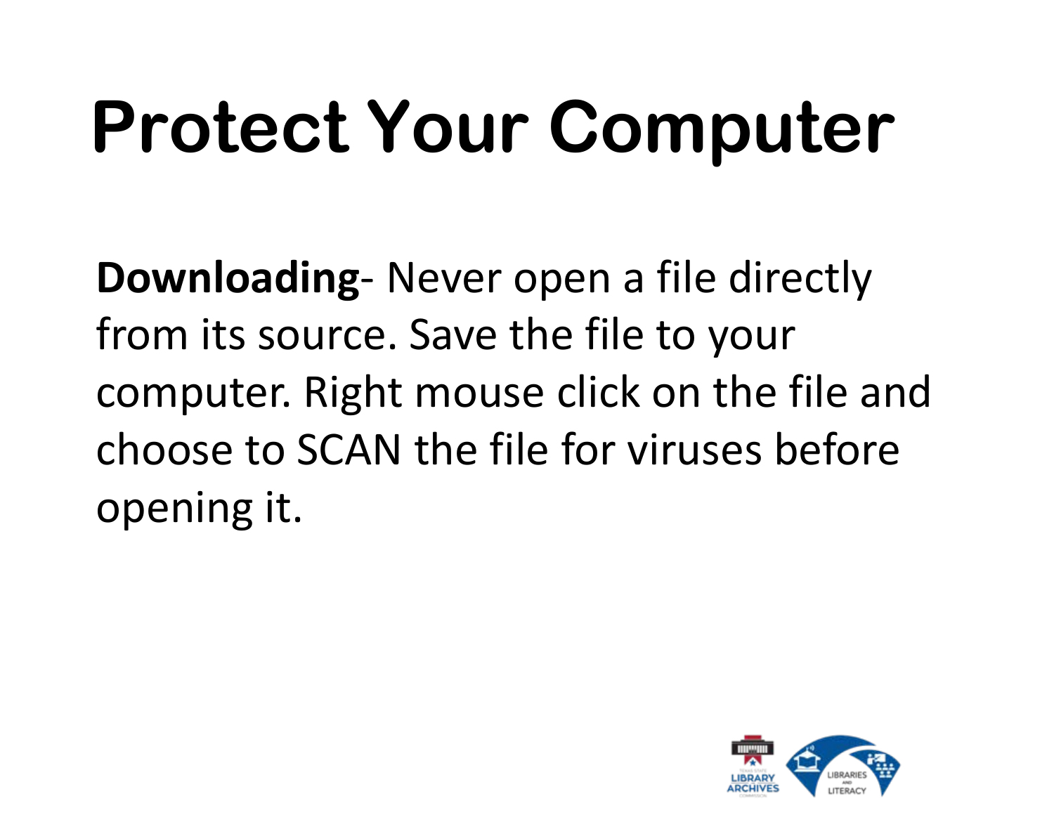# Protect Your Computer

**Downloading**- Never open a file directly from its source. Save the file to your computer. Right mouse click on the file and choose to SCAN the file for viruses before opening it.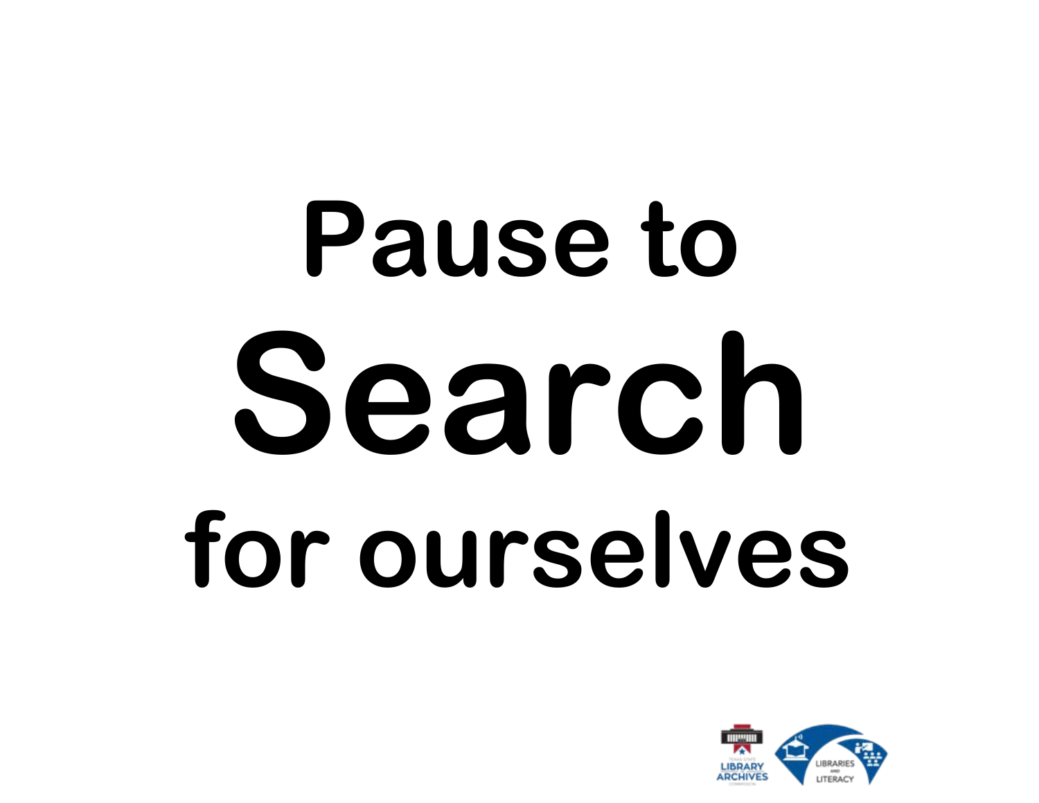# Pause to Search for ourselves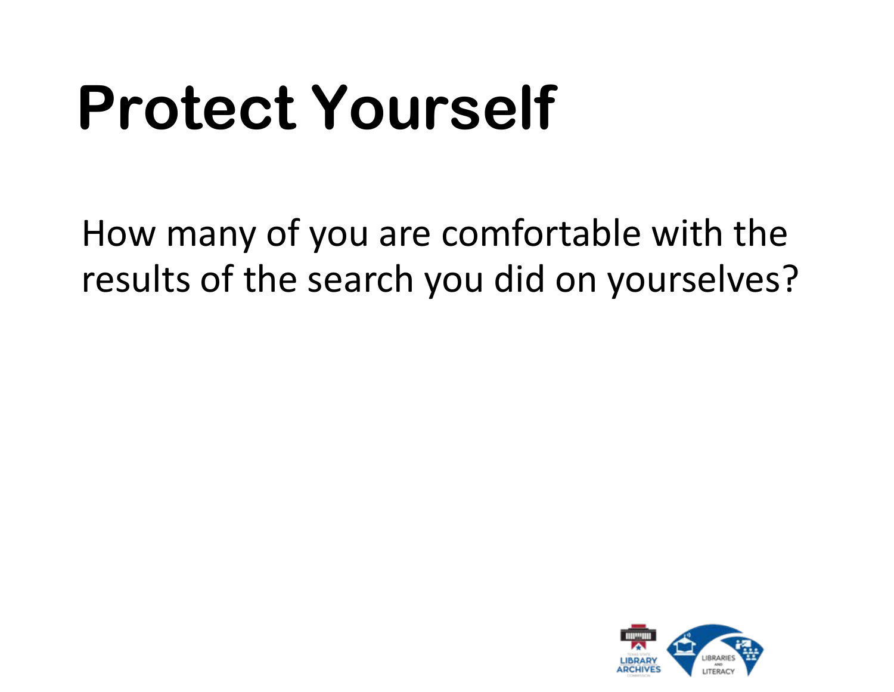# Protect Yourself

How many of you are comfortable with the results of the search you did on yourselves?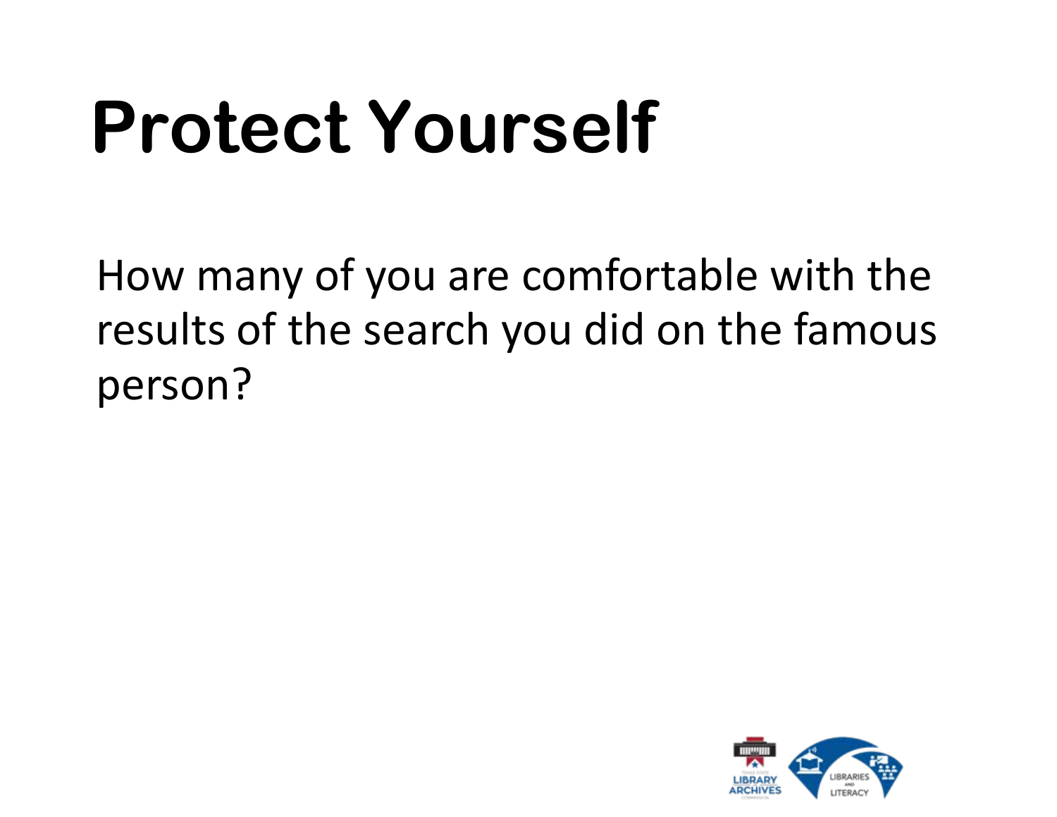# Protect Yourself

How many of you are comfortable with the results of the search you did on the famous person?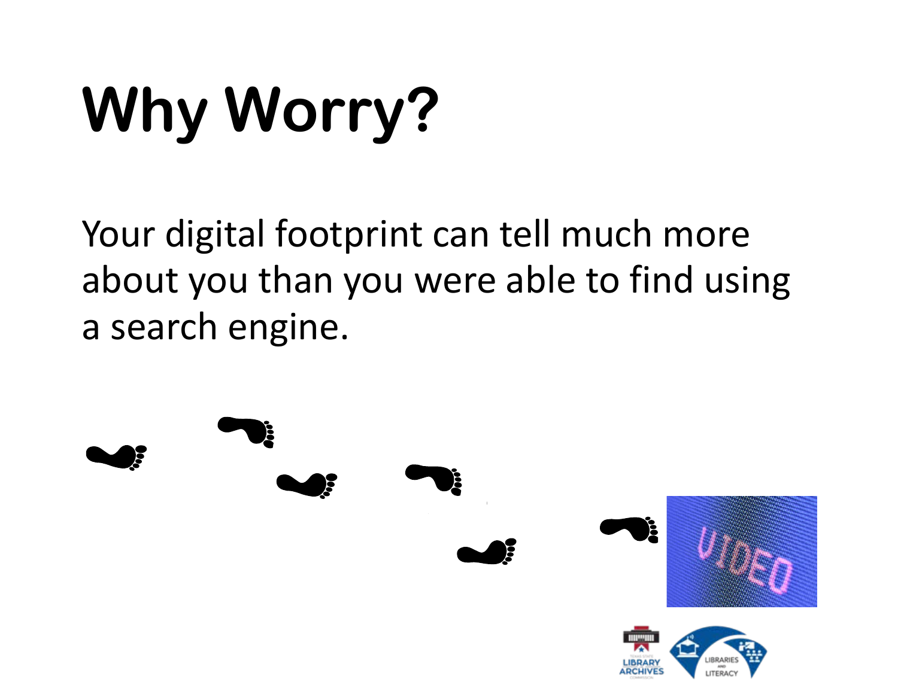# Why Worry?

Your digital footprint can tell much more about you than you were able to find using a search engine.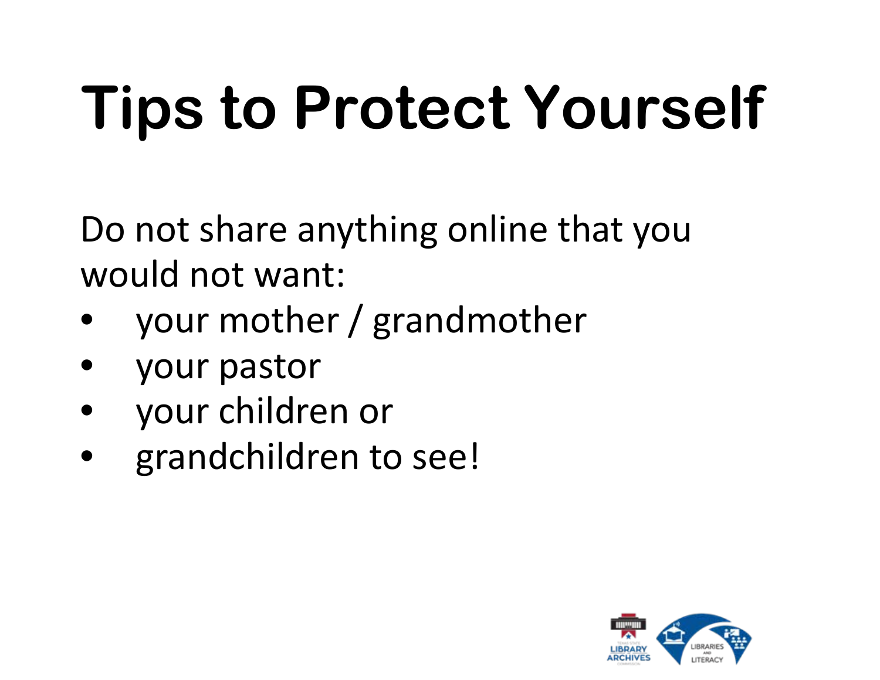# Tips to Protect Yourself

Do not share anything online that you would not want:

- your mother / grandmother
- your pastor
- your children or
- grandchildren to see!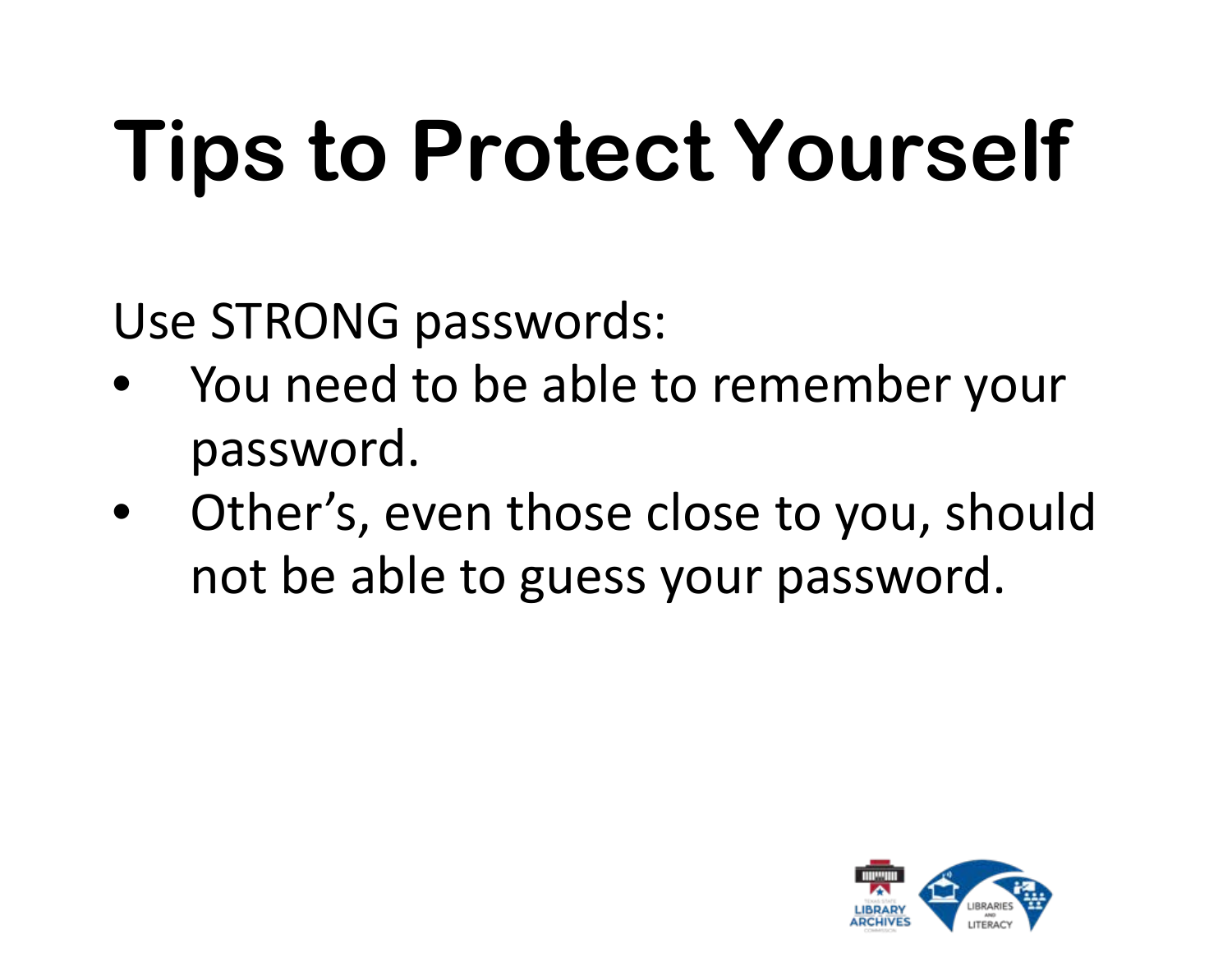# Tips to Protect Yourself

Use STRONG passwords:

- You need to be able to remember your password.
- Other's, even those close to you, should not be able to guess your password.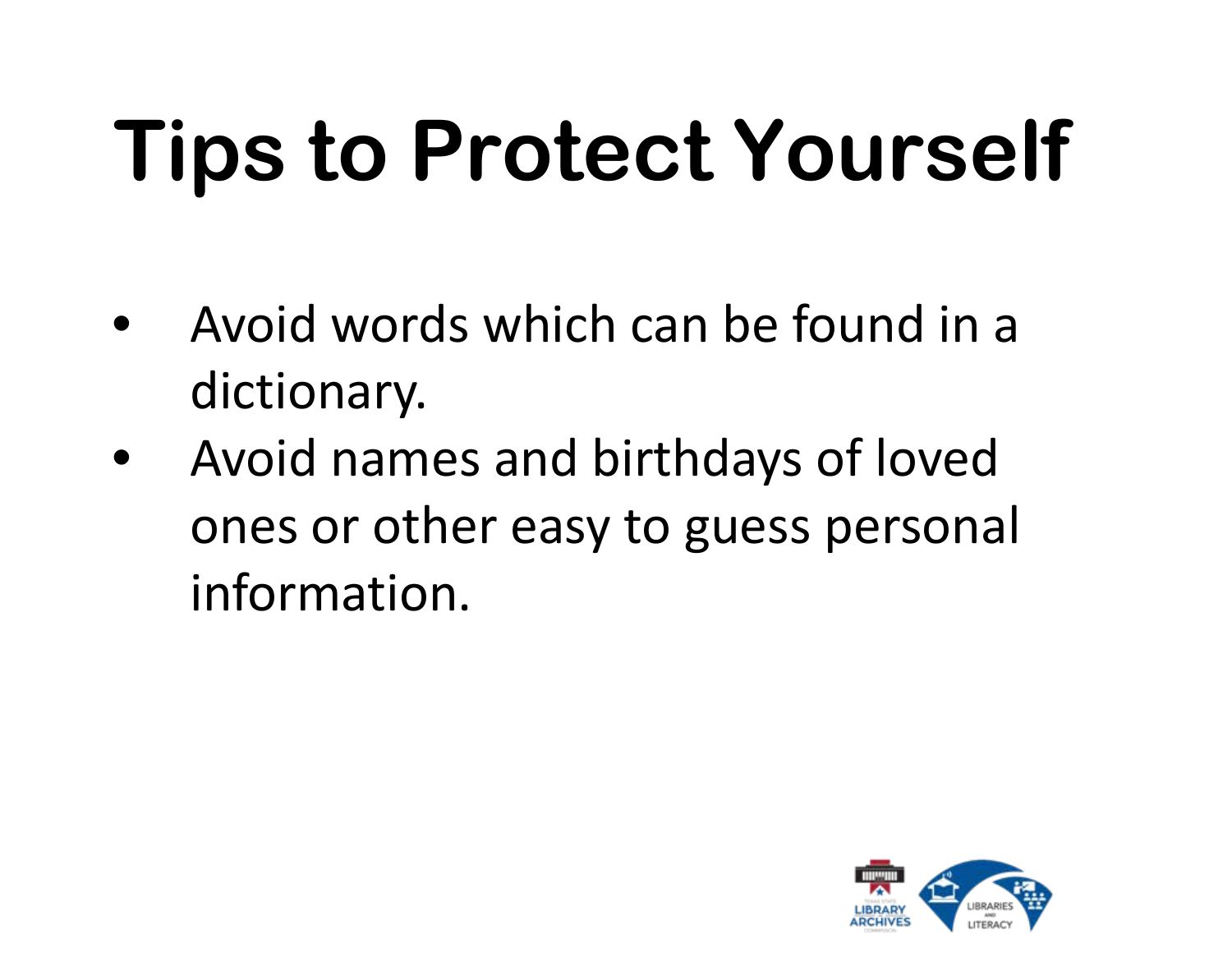# Tips to Protect Yourself

- Avoid words which can be found in a dictionary.
- Avoid names and birthdays of loved ones or other easy to guess personal information.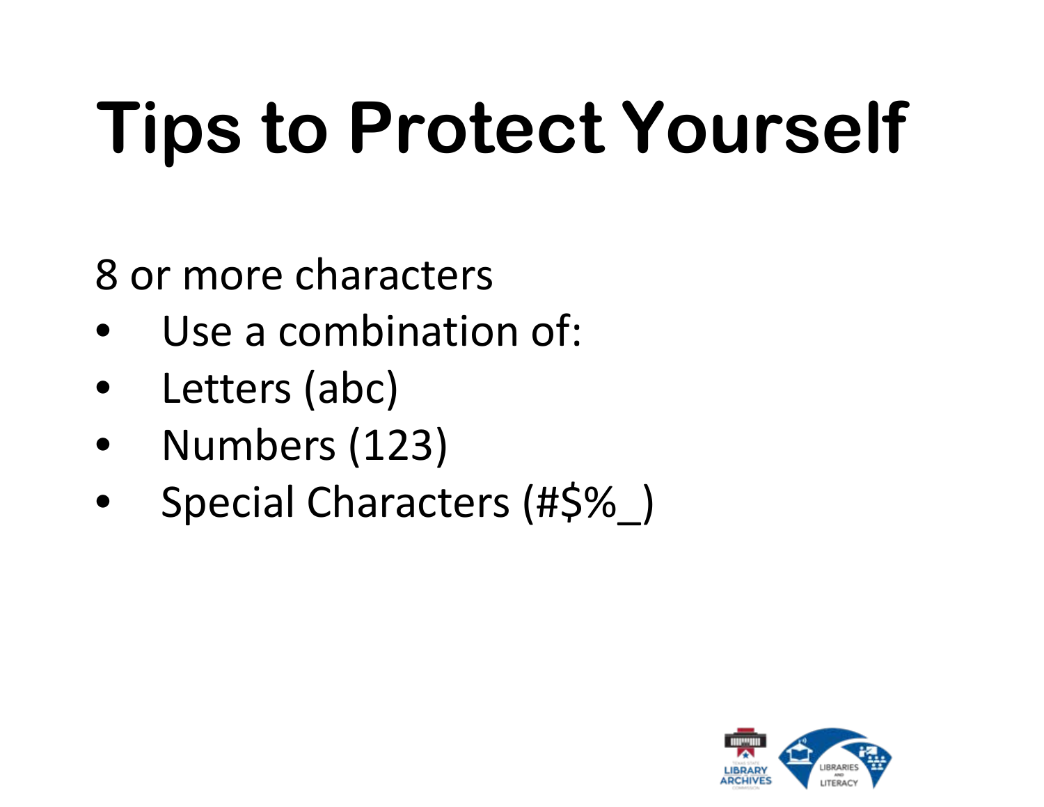# Tips to Protect Yourself

8 or more characters

- Use a combination of:
- Letters (abc)
- Numbers (123)
- Special Characters (#$%_)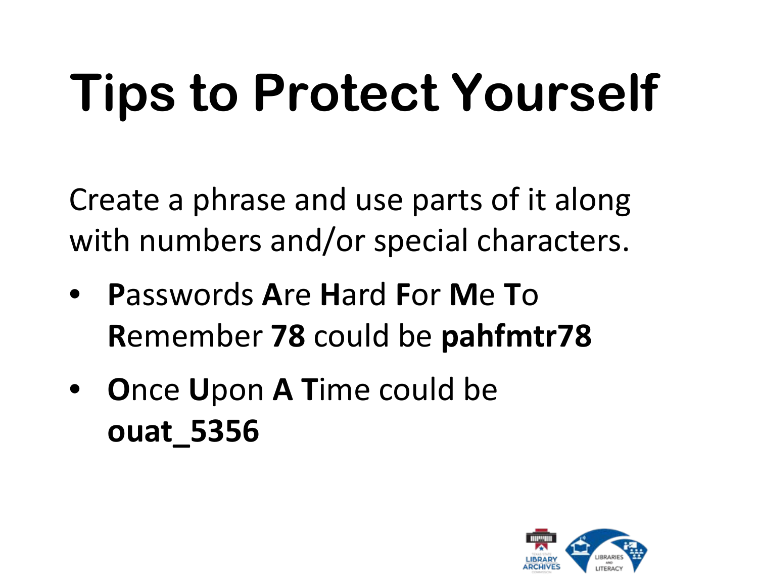# Tips to Protect Yourself

Create a phrase and use parts of it along with numbers and/or special characters.

- **P**asswords **A**re **H**ard **F**or **M**e **T**o **R**emember **78** could be **pahfmtr78**
- **O**nce **U**pon **A T**ime could be **ouat_5356**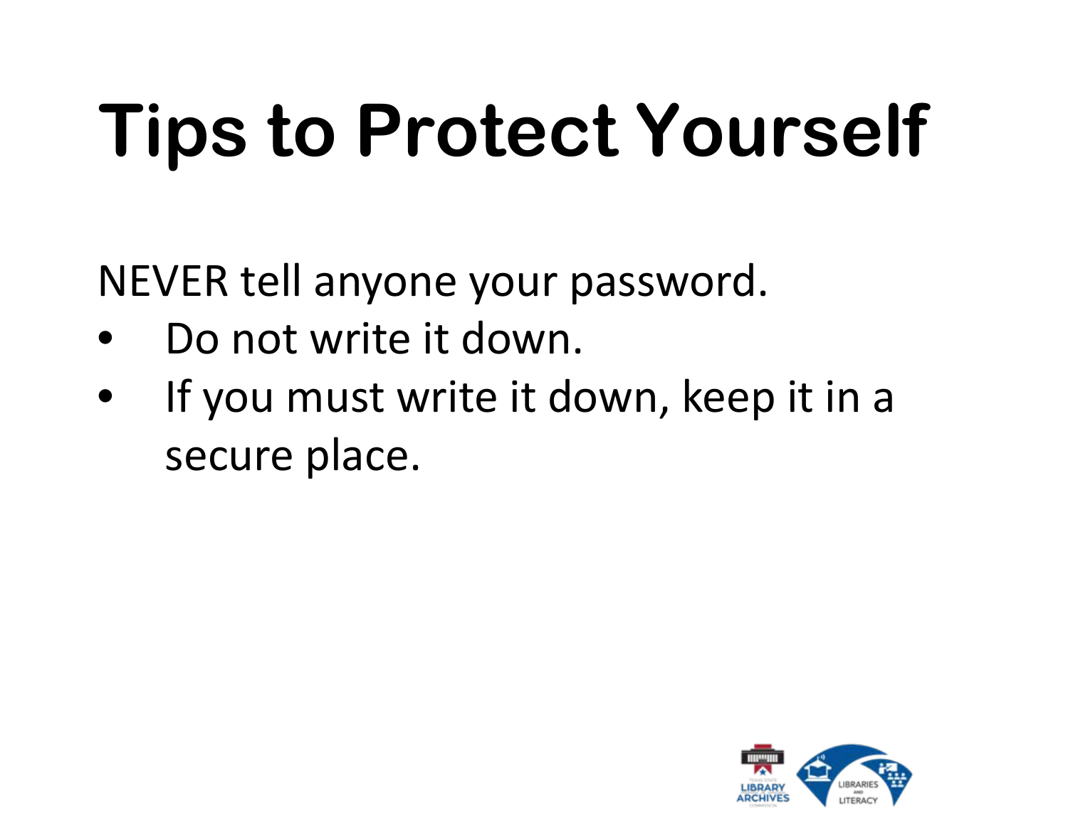# Tips to Protect Yourself

NEVER tell anyone your password.

- Do not write it down.
- If you must write it down, keep it in a secure place.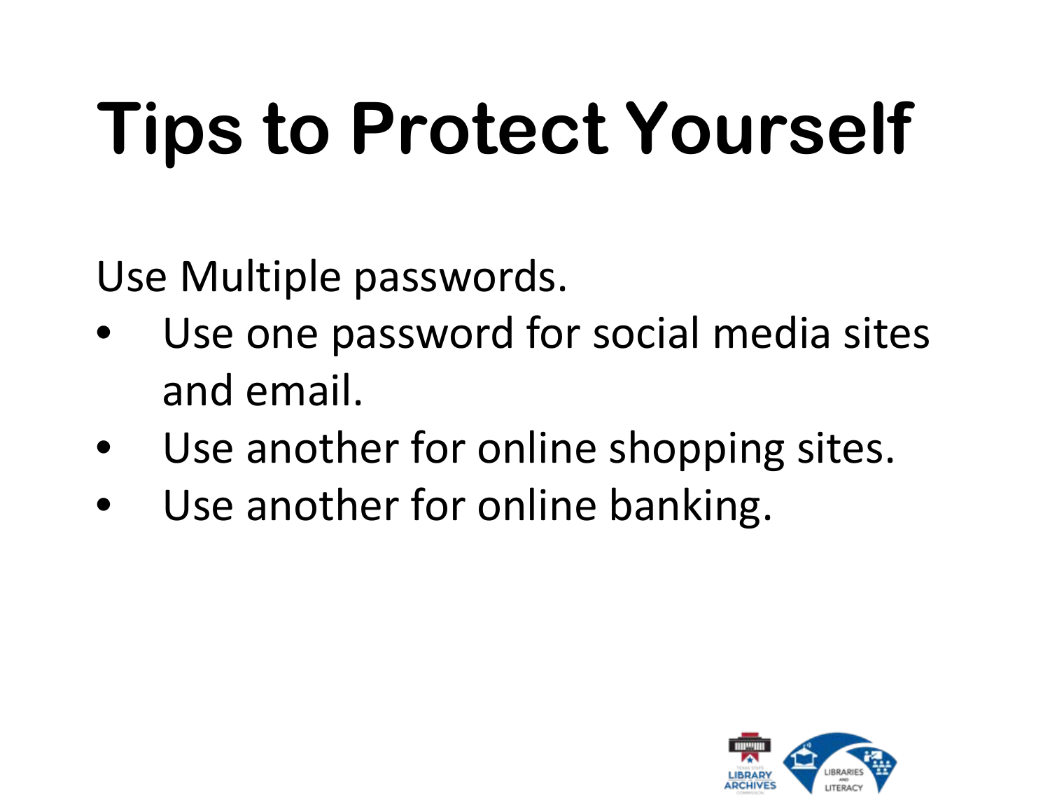# Tips to Protect Yourself

Use Multiple passwords.

- Use one password for social media sites and email.
- Use another for online shopping sites.
- Use another for online banking.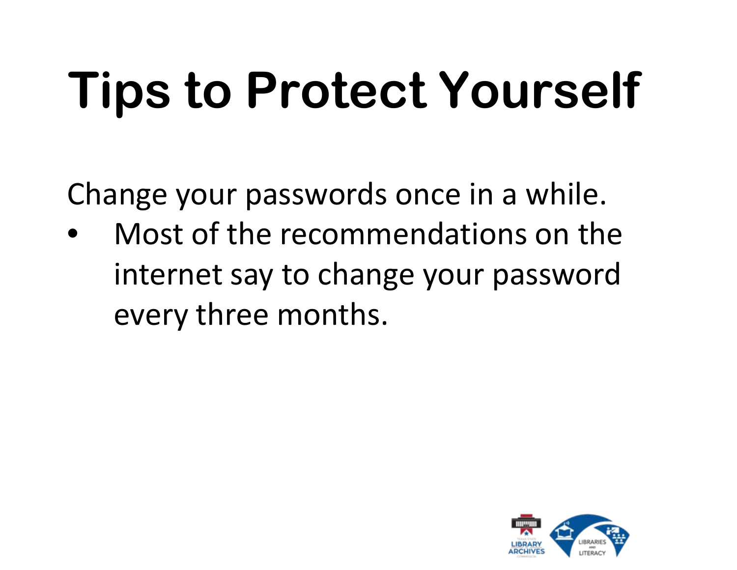# Tips to Protect Yourself

Change your passwords once in a while.

- Most of the recommendations on the internet say to change your password every three months.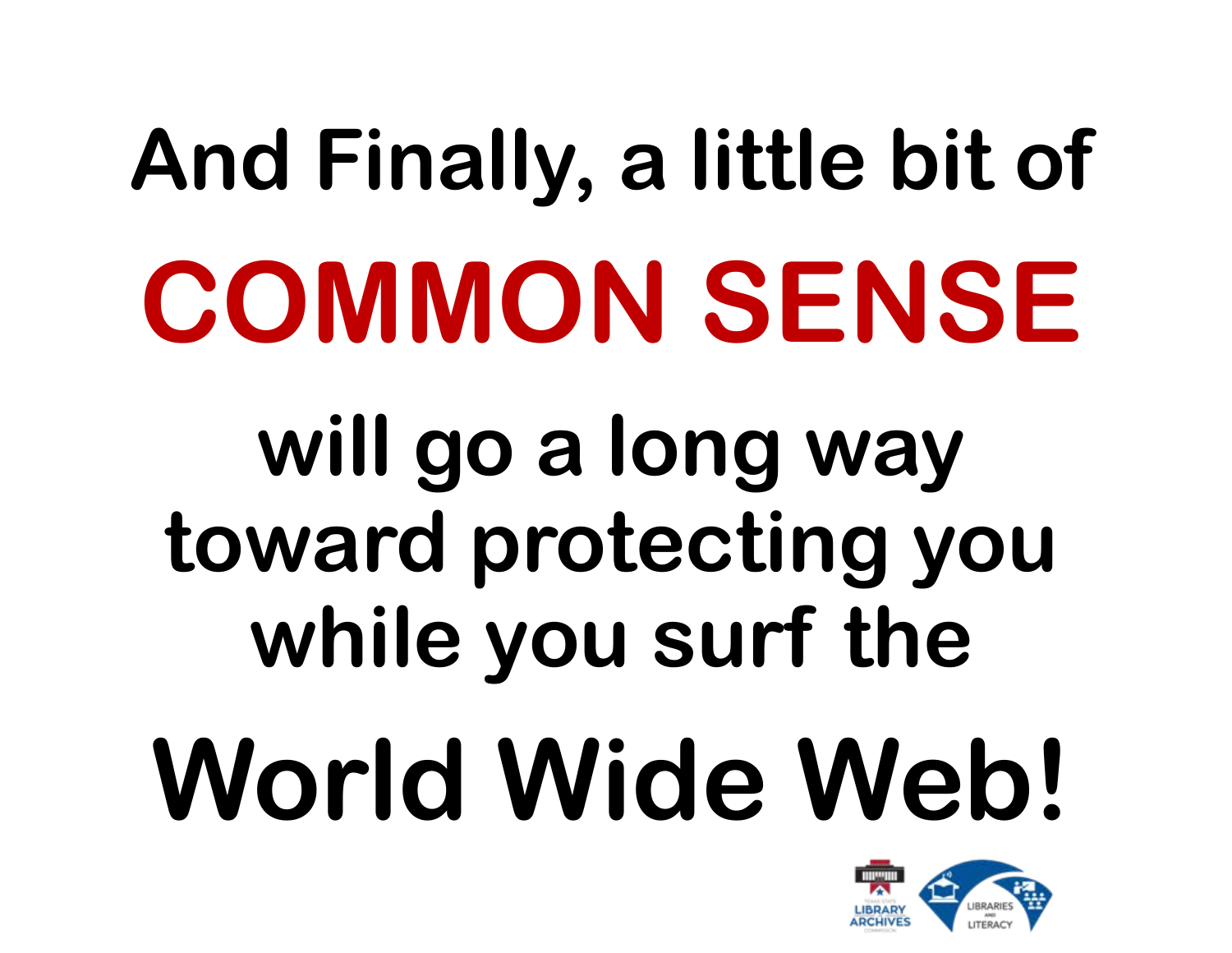# And Finally, a little bit of

# COMMON SENSE

# will go a long way toward protecting you while you surf the

# World Wide Web!